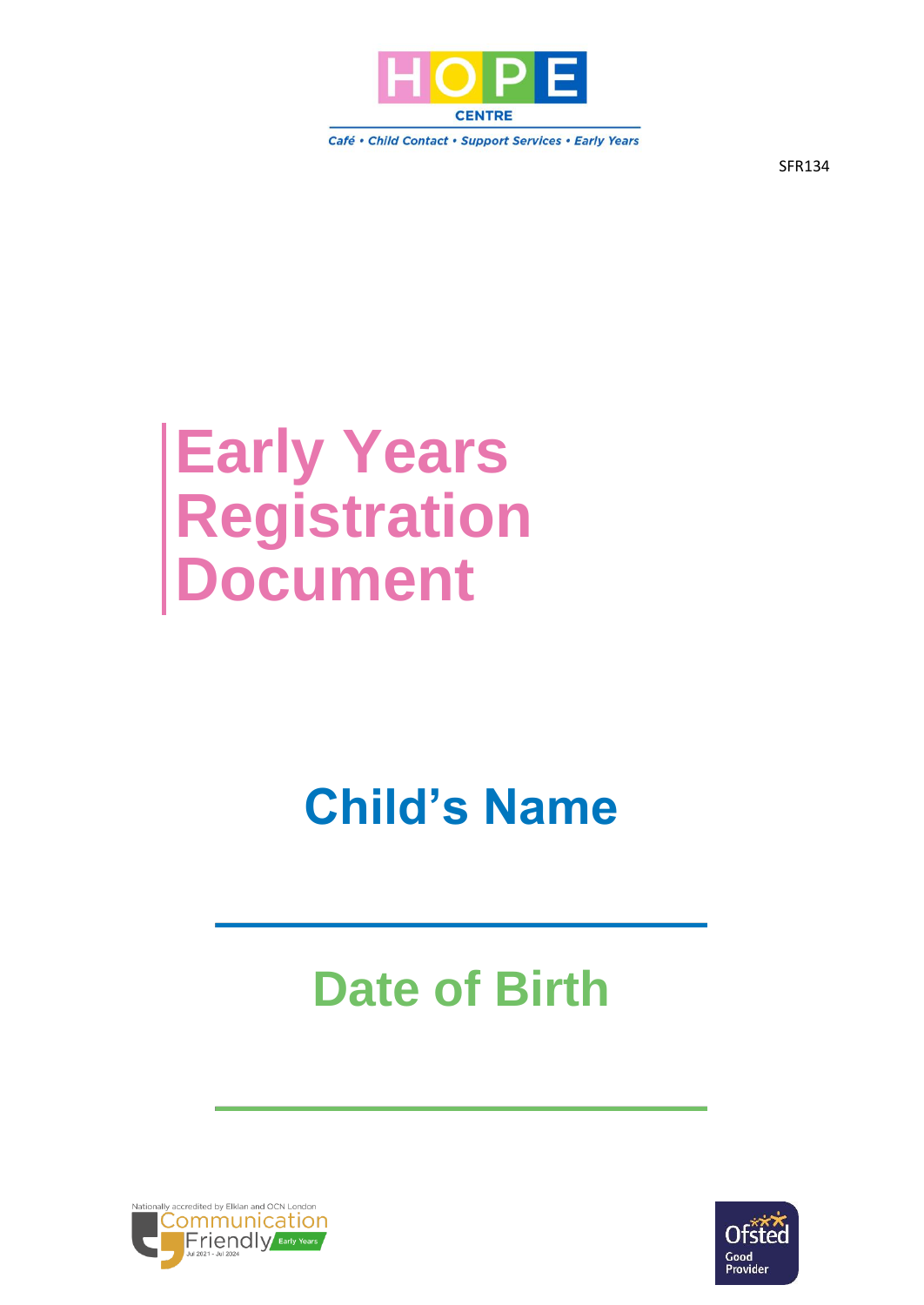HOPE

CENTRE

Café • Child Contact • Support Services • Early Years

SFR134

# Early Years Registration Document

## Child's Name

## Date of Birth

Nationally accredited by Elklan and OCN London
Communication Friendly Early Years
Jul 2021 - Jul 2024

Ofsted Good Provider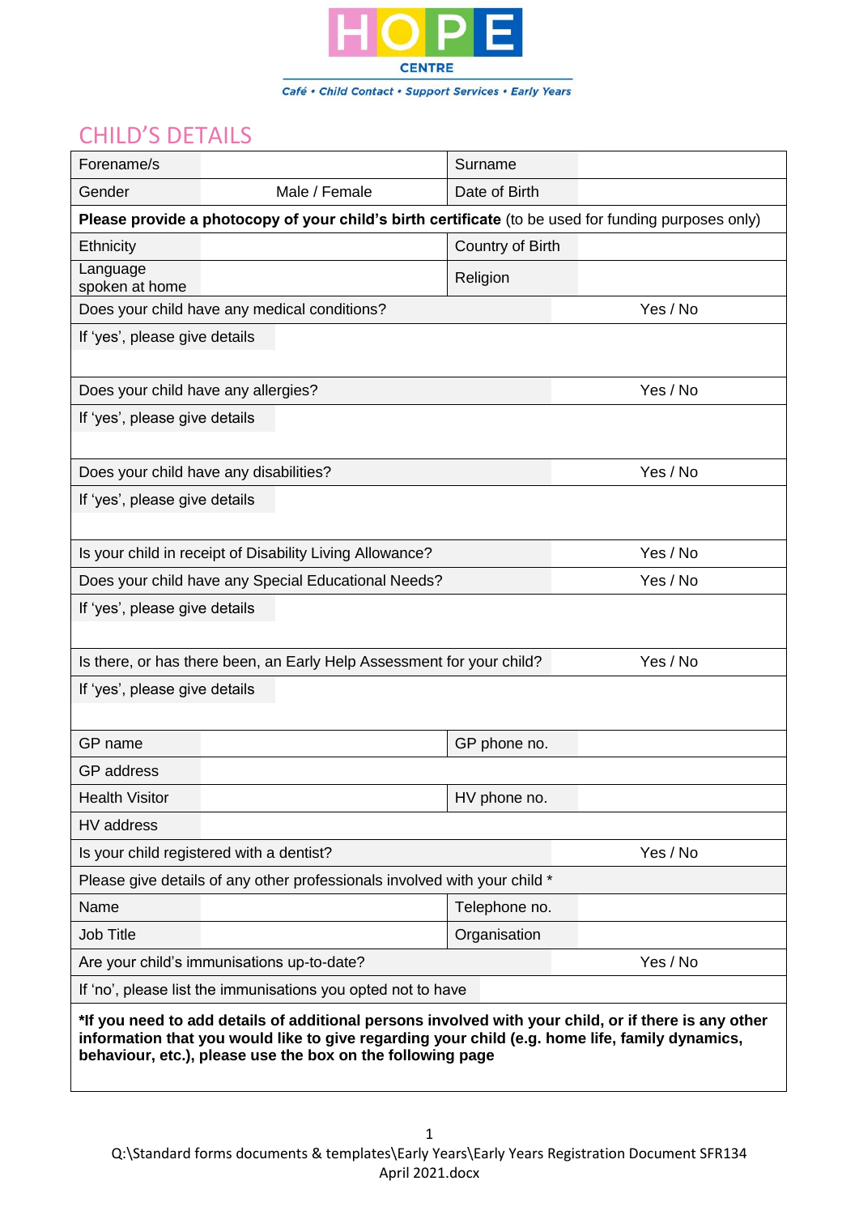HOPE CENTRE

Café • Child Contact • Support Services • Early Years

## CHILD'S DETAILS

| | | | |
|---|---|---|---|
| Forename/s | | Surname | |
| Gender | Male / Female | Date of Birth | |
| **Please provide a photocopy of your child's birth certificate** (to be used for funding purposes only) | | | |
| Ethnicity | | Country of Birth | |
| Language spoken at home | | Religion | |
| Does your child have any medical conditions? | | | Yes / No |
| If 'yes', please give details | | | |
| Does your child have any allergies? | | | Yes / No |
| If 'yes', please give details | | | |
| Does your child have any disabilities? | | | Yes / No |
| If 'yes', please give details | | | |
| Is your child in receipt of Disability Living Allowance? | | | Yes / No |
| Does your child have any Special Educational Needs? | | | Yes / No |
| If 'yes', please give details | | | |
| Is there, or has there been, an Early Help Assessment for your child? | | | Yes / No |
| If 'yes', please give details | | | |
| GP name | | GP phone no. | |
| GP address | | | |
| Health Visitor | | HV phone no. | |
| HV address | | | |
| Is your child registered with a dentist? | | | Yes / No |
| Please give details of any other professionals involved with your child * | | | |
| Name | | Telephone no. | |
| Job Title | | Organisation | |
| Are your child's immunisations up-to-date? | | | Yes / No |
| If 'no', please list the immunisations you opted not to have | | | |
| ***If you need to add details of additional persons involved with your child, or if there is any other information that you would like to give regarding your child (e.g. home life, family dynamics, behaviour, etc.), please use the box on the following page** | | | |

Q:\Standard forms documents & templates\Early Years\Early Years Registration Document SFR134 April 2021.docx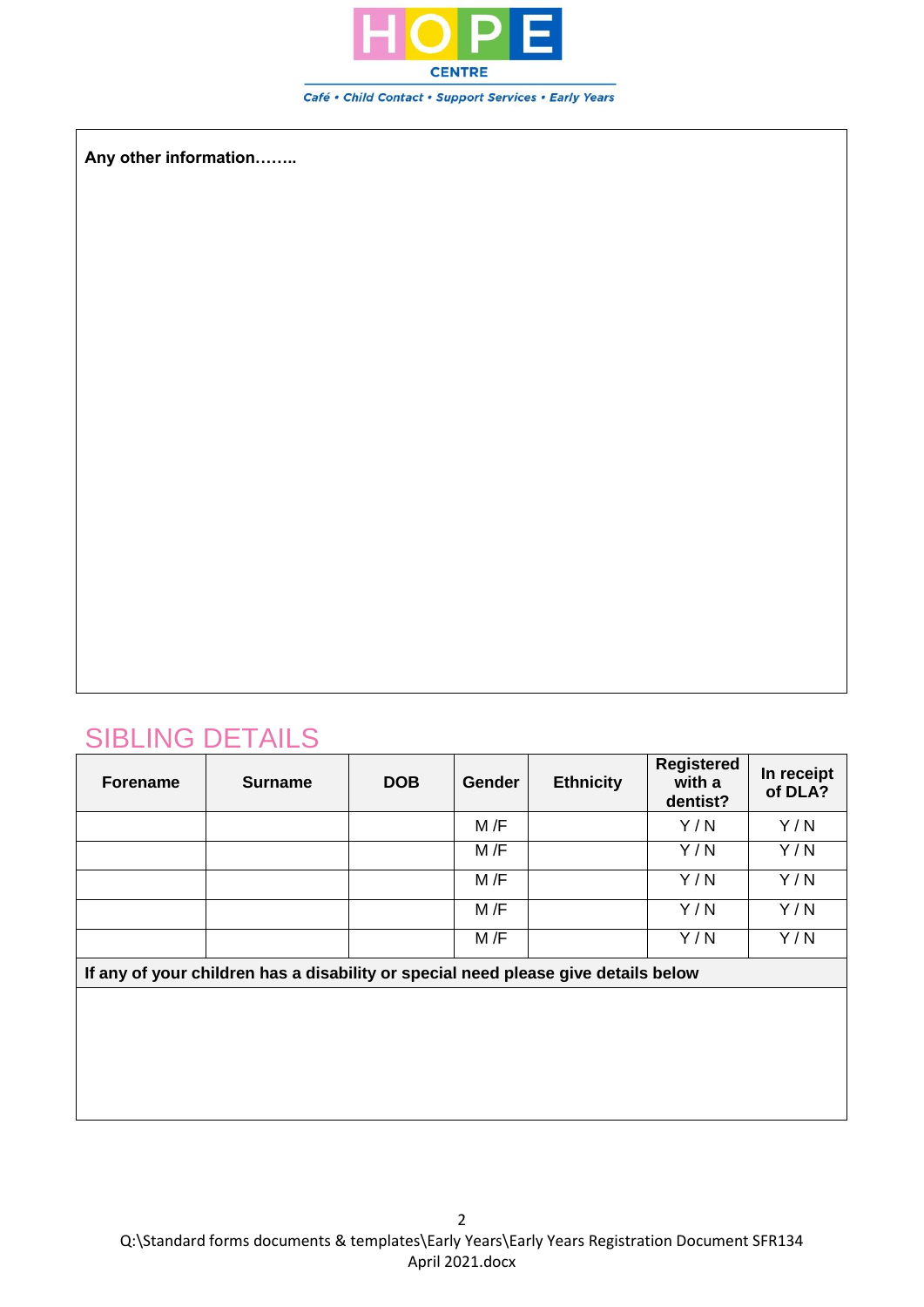**Any other information……..**

## SIBLING DETAILS

| Forename | Surname | DOB | Gender | Ethnicity | Registered with a dentist? | In receipt of DLA? |
|---|---|---|---|---|---|---|
| | | | M /F | | Y / N | Y / N |
| | | | M /F | | Y / N | Y / N |
| | | | M /F | | Y / N | Y / N |
| | | | M /F | | Y / N | Y / N |
| | | | M /F | | Y / N | Y / N |
| **If any of your children has a disability or special need please give details below** | | | | | | |
| | | | | | | |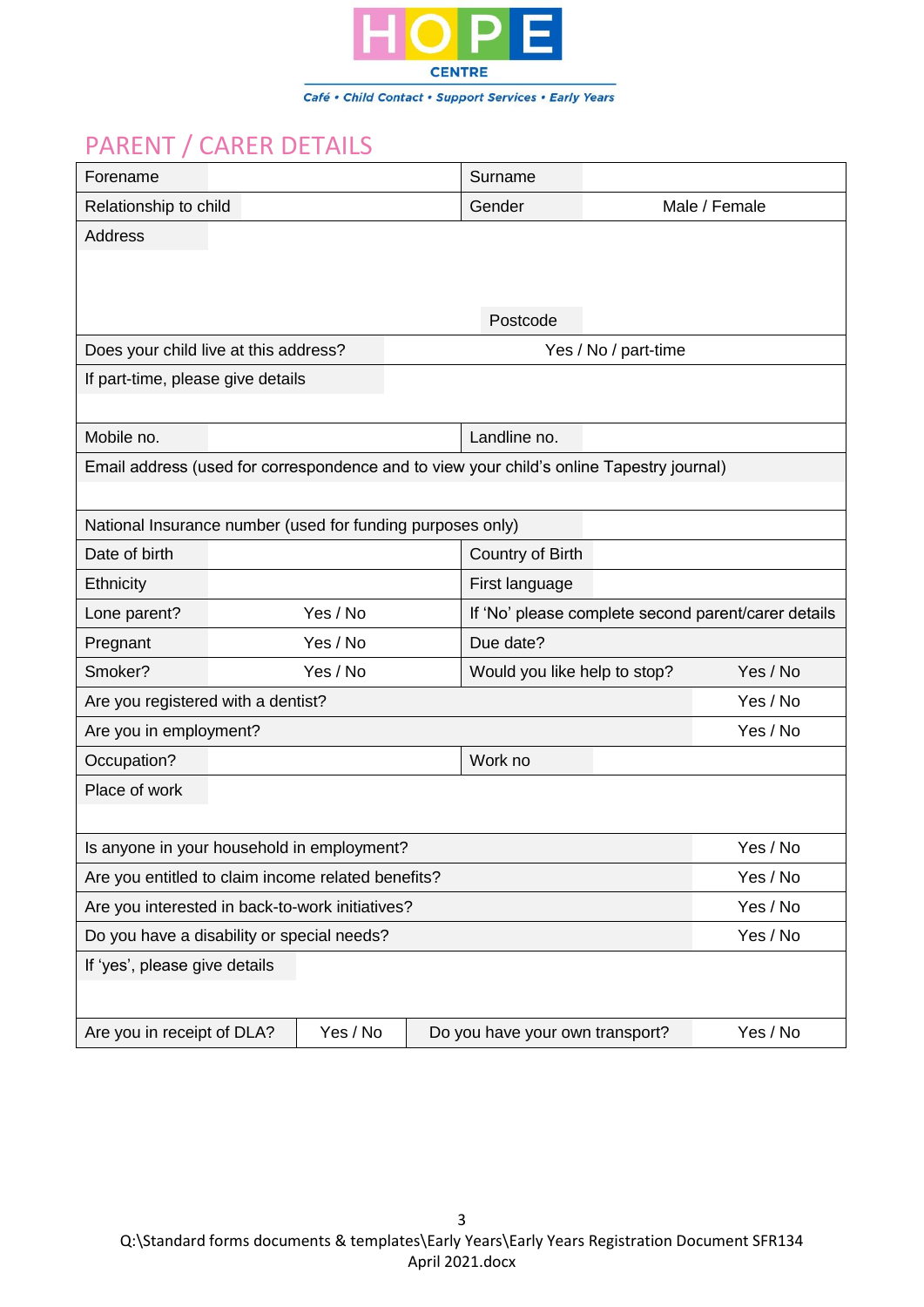HOPE CENTRE

*Café • Child Contact • Support Services • Early Years*

## PARENT / CARER DETAILS

| | | | |
|---|---|---|---|
| Forename | | Surname | |
| Relationship to child | | Gender | Male / Female |
| Address | | | |
| | | Postcode | |
| Does your child live at this address? | Yes / No / part-time | | |
| If part-time, please give details | | | |
| Mobile no. | | Landline no. | |
| Email address (used for correspondence and to view your child's online Tapestry journal) | | | |
| National Insurance number (used for funding purposes only) | | | |
| Date of birth | | Country of Birth | |
| Ethnicity | | First language | |
| Lone parent? | Yes / No | If 'No' please complete second parent/carer details | |
| Pregnant | Yes / No | Due date? | |
| Smoker? | Yes / No | Would you like help to stop? | Yes / No |
| Are you registered with a dentist? | | | Yes / No |
| Are you in employment? | | | Yes / No |
| Occupation? | | Work no | |
| Place of work | | | |
| Is anyone in your household in employment? | | | Yes / No |
| Are you entitled to claim income related benefits? | | | Yes / No |
| Are you interested in back-to-work initiatives? | | | Yes / No |
| Do you have a disability or special needs? | | | Yes / No |
| If 'yes', please give details | | | |
| Are you in receipt of DLA? | Yes / No | Do you have your own transport? | Yes / No |

Q:\Standard forms documents & templates\Early Years\Early Years Registration Document SFR134 April 2021.docx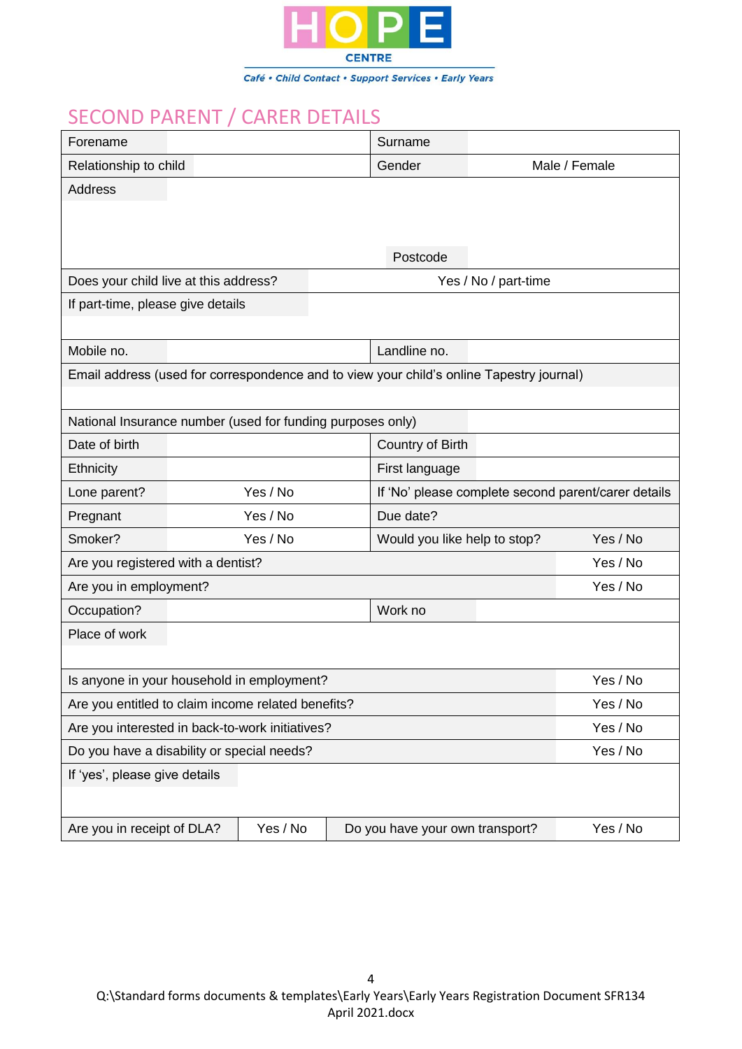**HOPE CENTRE**

*Café • Child Contact • Support Services • Early Years*

## SECOND PARENT / CARER DETAILS

| | | | |
|---|---|---|---|
| Forename | | Surname | |
| Relationship to child | | Gender | Male / Female |
| Address | | | |
| | | Postcode | |
| Does your child live at this address? | Yes / No / part-time | | |
| If part-time, please give details | | | |
| Mobile no. | | Landline no. | |
| Email address (used for correspondence and to view your child's online Tapestry journal) | | | |
| National Insurance number (used for funding purposes only) | | | |
| Date of birth | | Country of Birth | |
| Ethnicity | | First language | |
| Lone parent? | Yes / No | If 'No' please complete second parent/carer details | |
| Pregnant | Yes / No | Due date? | |
| Smoker? | Yes / No | Would you like help to stop? | Yes / No |
| Are you registered with a dentist? | | | Yes / No |
| Are you in employment? | | | Yes / No |
| Occupation? | | Work no | |
| Place of work | | | |
| Is anyone in your household in employment? | | | Yes / No |
| Are you entitled to claim income related benefits? | | | Yes / No |
| Are you interested in back-to-work initiatives? | | | Yes / No |
| Do you have a disability or special needs? | | | Yes / No |
| If 'yes', please give details | | | |
| Are you in receipt of DLA? | Yes / No | Do you have your own transport? | Yes / No |

Q:\Standard forms documents & templates\Early Years\Early Years Registration Document SFR134 April 2021.docx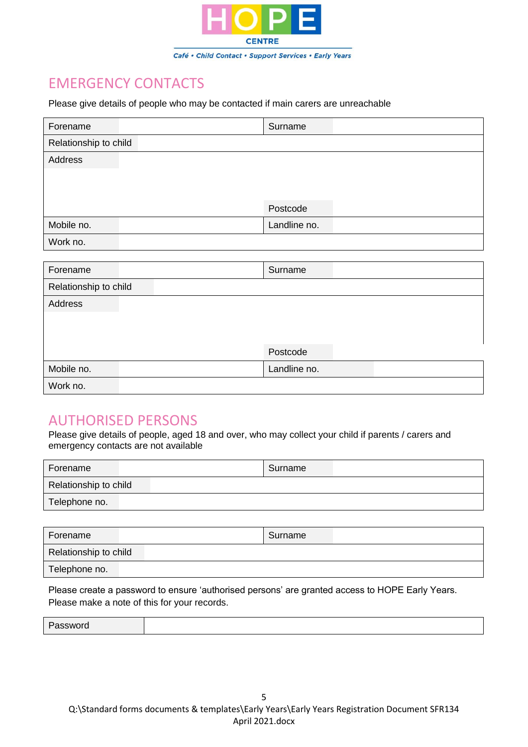HOPE CENTRE

*Café • Child Contact • Support Services • Early Years*

## EMERGENCY CONTACTS

Please give details of people who may be contacted if main carers are unreachable

| Forename | | Surname | |
|---|---|---|---|
| Relationship to child | | | |
| Address | | | |
| | | Postcode | |
| Mobile no. | | Landline no. | |
| Work no. | | | |

| Forename | | Surname | |
|---|---|---|---|
| Relationship to child | | | |
| Address | | | |
| | | Postcode | |
| Mobile no. | | Landline no. | |
| Work no. | | | |

## AUTHORISED PERSONS

Please give details of people, aged 18 and over, who may collect your child if parents / carers and emergency contacts are not available

| Forename | | Surname | |
|---|---|---|---|
| Relationship to child | | | |
| Telephone no. | | | |

| Forename | | Surname | |
|---|---|---|---|
| Relationship to child | | | |
| Telephone no. | | | |

Please create a password to ensure 'authorised persons' are granted access to HOPE Early Years. Please make a note of this for your records.

| Password | |
|---|---|

Q:\Standard forms documents & templates\Early Years\Early Years Registration Document SFR134 April 2021.docx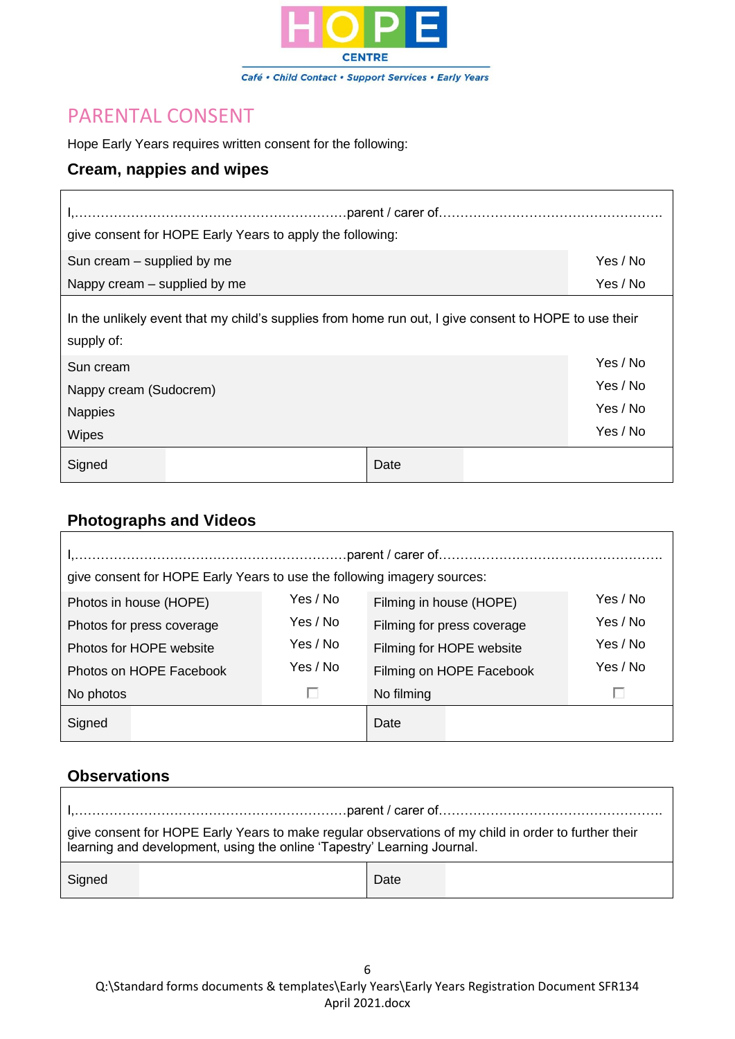HOPE
CENTRE
Café • Child Contact • Support Services • Early Years

# PARENTAL CONSENT

Hope Early Years requires written consent for the following:

## Cream, nappies and wipes

I,……………………………………………………….parent / carer of……………………………………………

give consent for HOPE Early Years to apply the following:

| | |
|---|---|
| Sun cream – supplied by me | Yes / No |
| Nappy cream – supplied by me | Yes / No |

In the unlikely event that my child's supplies from home run out, I give consent to HOPE to use their supply of:

| | |
|---|---|
| Sun cream | Yes / No |
| Nappy cream (Sudocrem) | Yes / No |
| Nappies | Yes / No |
| Wipes | Yes / No |

| Signed | | Date | |
|---|---|---|---|

## Photographs and Videos

I,……………………………………………………….parent / carer of……………………………………………

give consent for HOPE Early Years to use the following imagery sources:

| | | | |
|---|---|---|---|
| Photos in house (HOPE) | Yes / No | Filming in house (HOPE) | Yes / No |
| Photos for press coverage | Yes / No | Filming for press coverage | Yes / No |
| Photos for HOPE website | Yes / No | Filming for HOPE website | Yes / No |
| Photos on HOPE Facebook | Yes / No | Filming on HOPE Facebook | Yes / No |
| No photos | ☐ | No filming | ☐ |

| Signed | | Date | |
|---|---|---|---|

## Observations

I,……………………………………………………….parent / carer of……………………………………………

give consent for HOPE Early Years to make regular observations of my child in order to further their learning and development, using the online 'Tapestry' Learning Journal.

| Signed | | Date | |
|---|---|---|---|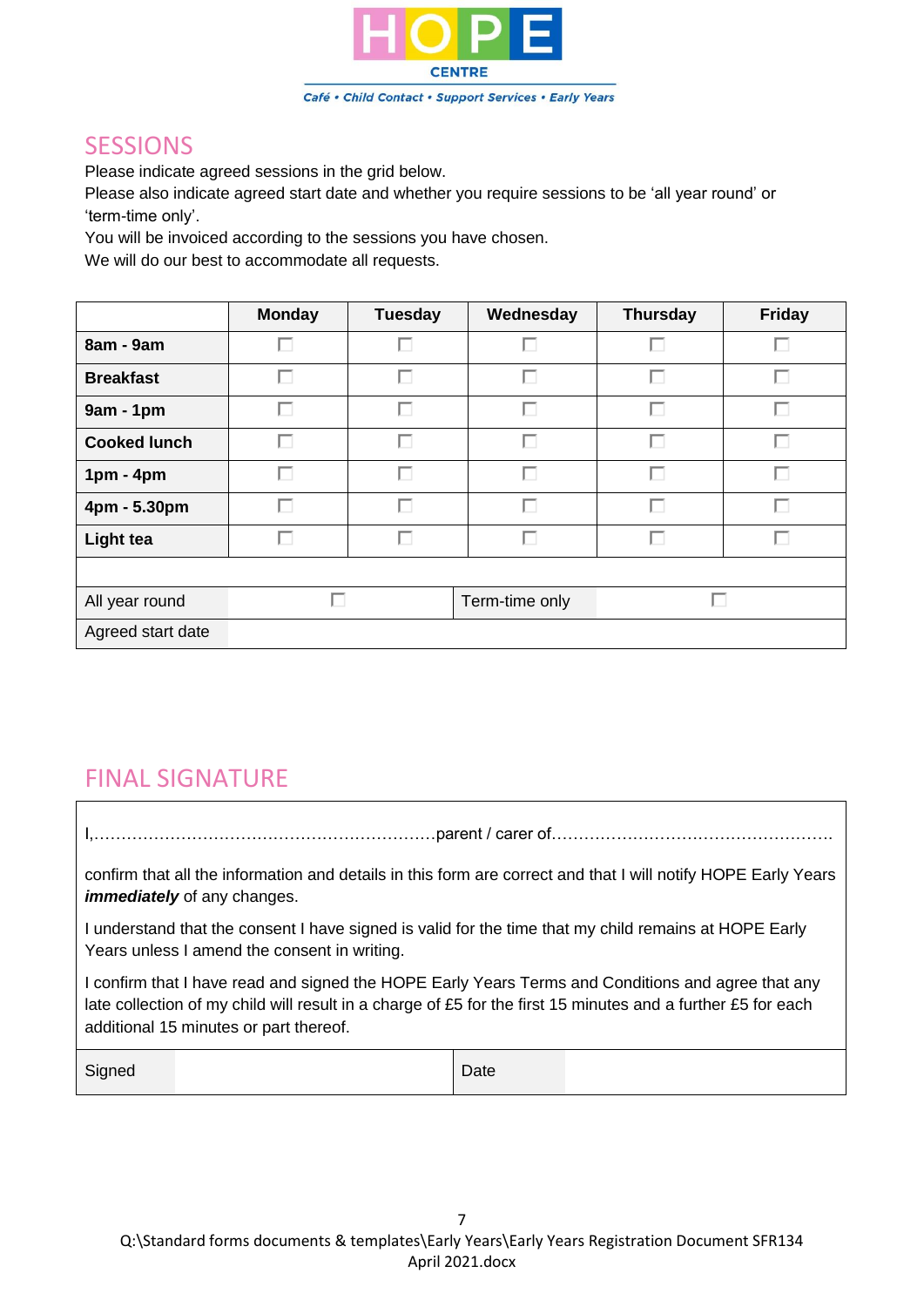HOPE CENTRE

Café • Child Contact • Support Services • Early Years

## SESSIONS

Please indicate agreed sessions in the grid below.
Please also indicate agreed start date and whether you require sessions to be 'all year round' or 'term-time only'.
You will be invoiced according to the sessions you have chosen.
We will do our best to accommodate all requests.

| | **Monday** | **Tuesday** | **Wednesday** | **Thursday** | **Friday** |
|---|---|---|---|---|---|
| **8am - 9am** | ☐ | ☐ | ☐ | ☐ | ☐ |
| **Breakfast** | ☐ | ☐ | ☐ | ☐ | ☐ |
| **9am - 1pm** | ☐ | ☐ | ☐ | ☐ | ☐ |
| **Cooked lunch** | ☐ | ☐ | ☐ | ☐ | ☐ |
| **1pm - 4pm** | ☐ | ☐ | ☐ | ☐ | ☐ |
| **4pm - 5.30pm** | ☐ | ☐ | ☐ | ☐ | ☐ |
| **Light tea** | ☐ | ☐ | ☐ | ☐ | ☐ |

| | | | |
|---|---|---|---|
| All year round | ☐ | Term-time only | ☐ |
| Agreed start date | | | |

## FINAL SIGNATURE

I,…………………………………………………………parent / carer of……………………………………………….

confirm that all the information and details in this form are correct and that I will notify HOPE Early Years ***immediately*** of any changes.

I understand that the consent I have signed is valid for the time that my child remains at HOPE Early Years unless I amend the consent in writing.

I confirm that I have read and signed the HOPE Early Years Terms and Conditions and agree that any late collection of my child will result in a charge of £5 for the first 15 minutes and a further £5 for each additional 15 minutes or part thereof.

| | | | |
|---|---|---|---|
| Signed | | Date | |

Q:\Standard forms documents & templates\Early Years\Early Years Registration Document SFR134 April 2021.docx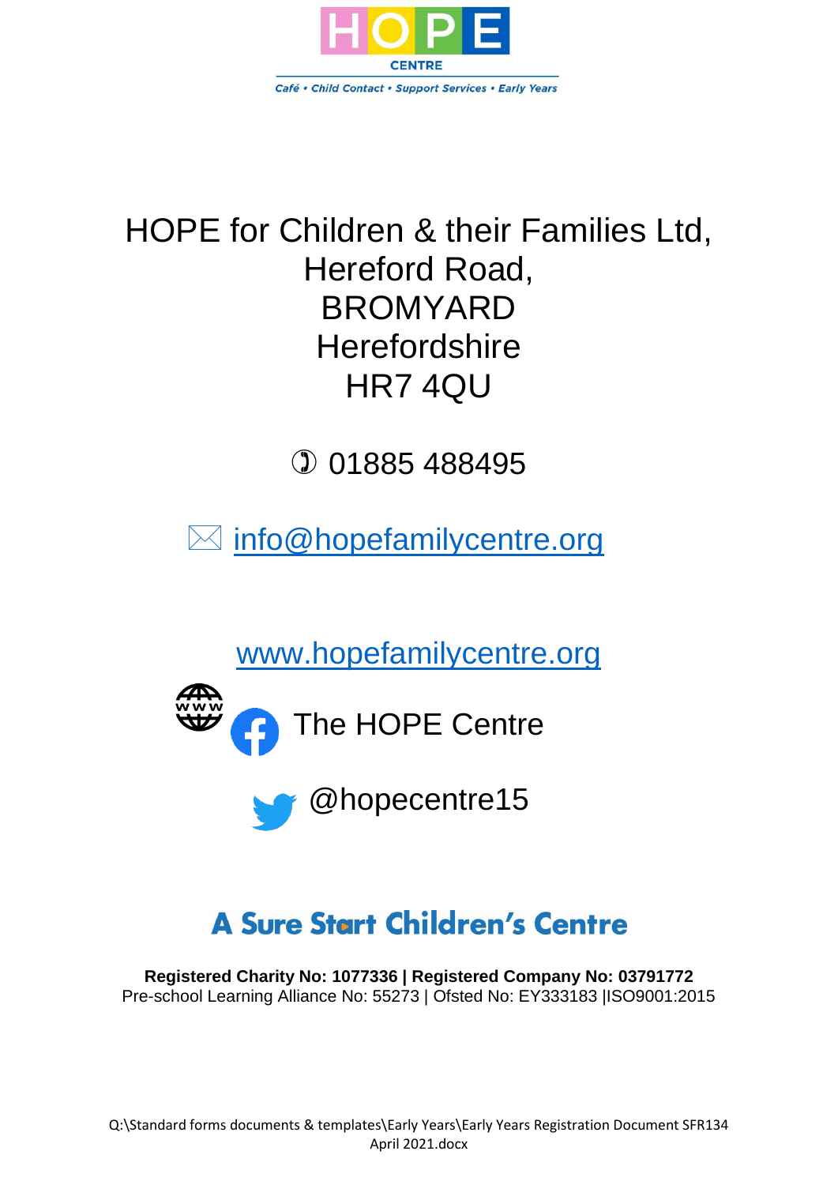HOPE

CENTRE

*Café • Child Contact • Support Services • Early Years*

# HOPE for Children & their Families Ltd, Hereford Road, BROMYARD Herefordshire HR7 4QU

01885 488495

info@hopefamilycentre.org

www.hopefamilycentre.org

The HOPE Centre

@hopecentre15

## A Sure Start Children's Centre

**Registered Charity No: 1077336 | Registered Company No: 03791772**
Pre-school Learning Alliance No: 55273 | Ofsted No: EY333183 |ISO9001:2015

Q:\Standard forms documents & templates\Early Years\Early Years Registration Document SFR134 April 2021.docx